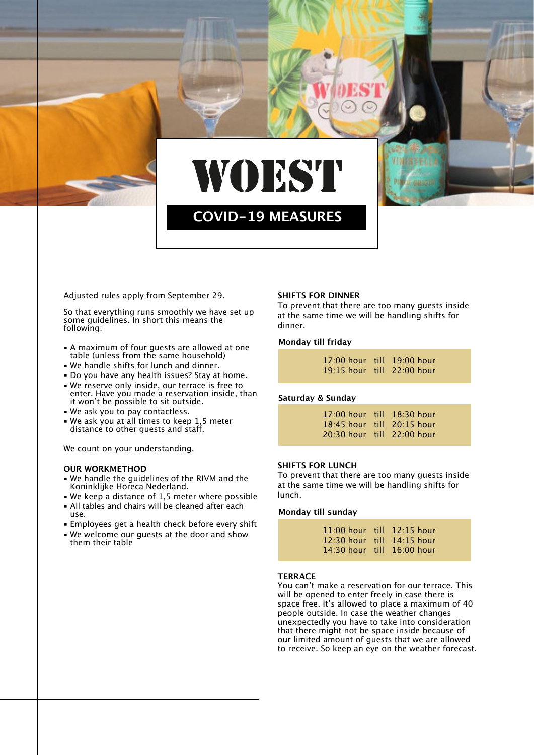# WOEST

## COVID-19 MEASURES

Adjusted rules apply from September 29.

So that everything runs smoothly we have set up some guidelines. In short this means the following:

- A maximum of four guests are allowed at one table (unless from the same household)
- We handle shifts for lunch and dinner.
- Do you have any health issues? Stay at home.
- We reserve only inside, our terrace is free to enter. Have you made a reservation inside, than it won't be possible to sit outside.
- We ask you to pay contactless.
- We ask you at all times to keep 1,5 meter distance to other guests and staff.

We count on your understanding.

### OUR WORKMETHOD

- We handle the guidelines of the RIVM and the Koninklijke Horeca Nederland.
- We keep a distance of 1,5 meter where possible
- All tables and chairs will be cleaned after each use.
- Employees get a health check before every shift
- We welcome our guests at the door and show them their table

### SHIFTS FOR DINNER

To prevent that there are too many guests inside at the same time we will be handling shifts for dinner.

**Monday till friday**

| | | |
|---|---|---|
| 17:00 hour | till | 19:00 hour |
| 19:15 hour | till | 22:00 hour |

**Saturday & Sunday**

| | | |
|---|---|---|
| 17:00 hour | till | 18:30 hour |
| 18:45 hour | till | 20:15 hour |
| 20:30 hour | till | 22:00 hour |

### SHIFTS FOR LUNCH

To prevent that there are too many guests inside at the same time we will be handling shifts for lunch.

**Monday till sunday**

| | | |
|---|---|---|
| 11:00 hour | till | 12:15 hour |
| 12:30 hour | till | 14:15 hour |
| 14:30 hour | till | 16:00 hour |

### TERRACE

You can't make a reservation for our terrace. This will be opened to enter freely in case there is space free. It's allowed to place a maximum of 40 people outside. In case the weather changes unexpectedly you have to take into consideration that there might not be space inside because of our limited amount of guests that we are allowed to receive. So keep an eye on the weather forecast.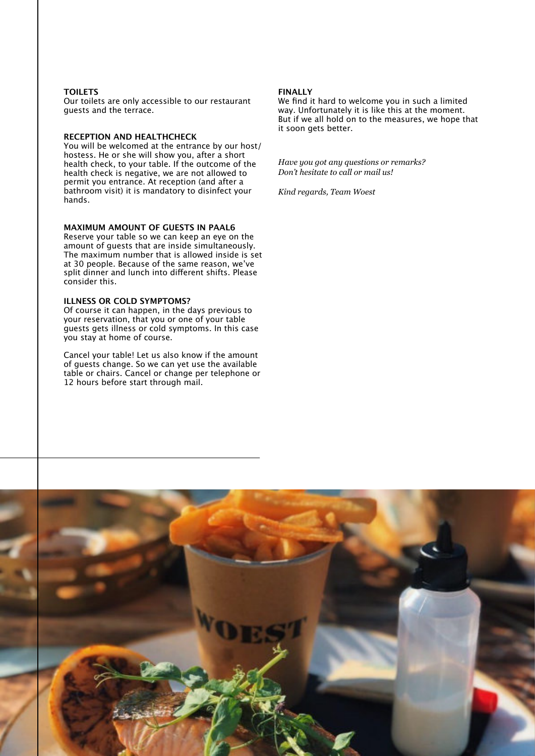**TOILETS**
Our toilets are only accessible to our restaurant guests and the terrace.

**RECEPTION AND HEALTHCHECK**
You will be welcomed at the entrance by our host/hostess. He or she will show you, after a short health check, to your table. If the outcome of the health check is negative, we are not allowed to permit you entrance. At reception (and after a bathroom visit) it is mandatory to disinfect your hands.

**MAXIMUM AMOUNT OF GUESTS IN PAAL6**
Reserve your table so we can keep an eye on the amount of guests that are inside simultaneously. The maximum number that is allowed inside is set at 30 people. Because of the same reason, we've split dinner and lunch into different shifts. Please consider this.

**ILLNESS OR COLD SYMPTOMS?**
Of course it can happen, in the days previous to your reservation, that you or one of your table guests gets illness or cold symptoms. In this case you stay at home of course.

Cancel your table! Let us also know if the amount of guests change. So we can yet use the available table or chairs. Cancel or change per telephone or 12 hours before start through mail.

**FINALLY**
We find it hard to welcome you in such a limited way. Unfortunately it is like this at the moment. But if we all hold on to the measures, we hope that it soon gets better.

*Have you got any questions or remarks?*
*Don't hesitate to call or mail us!*

*Kind regards, Team Woest*